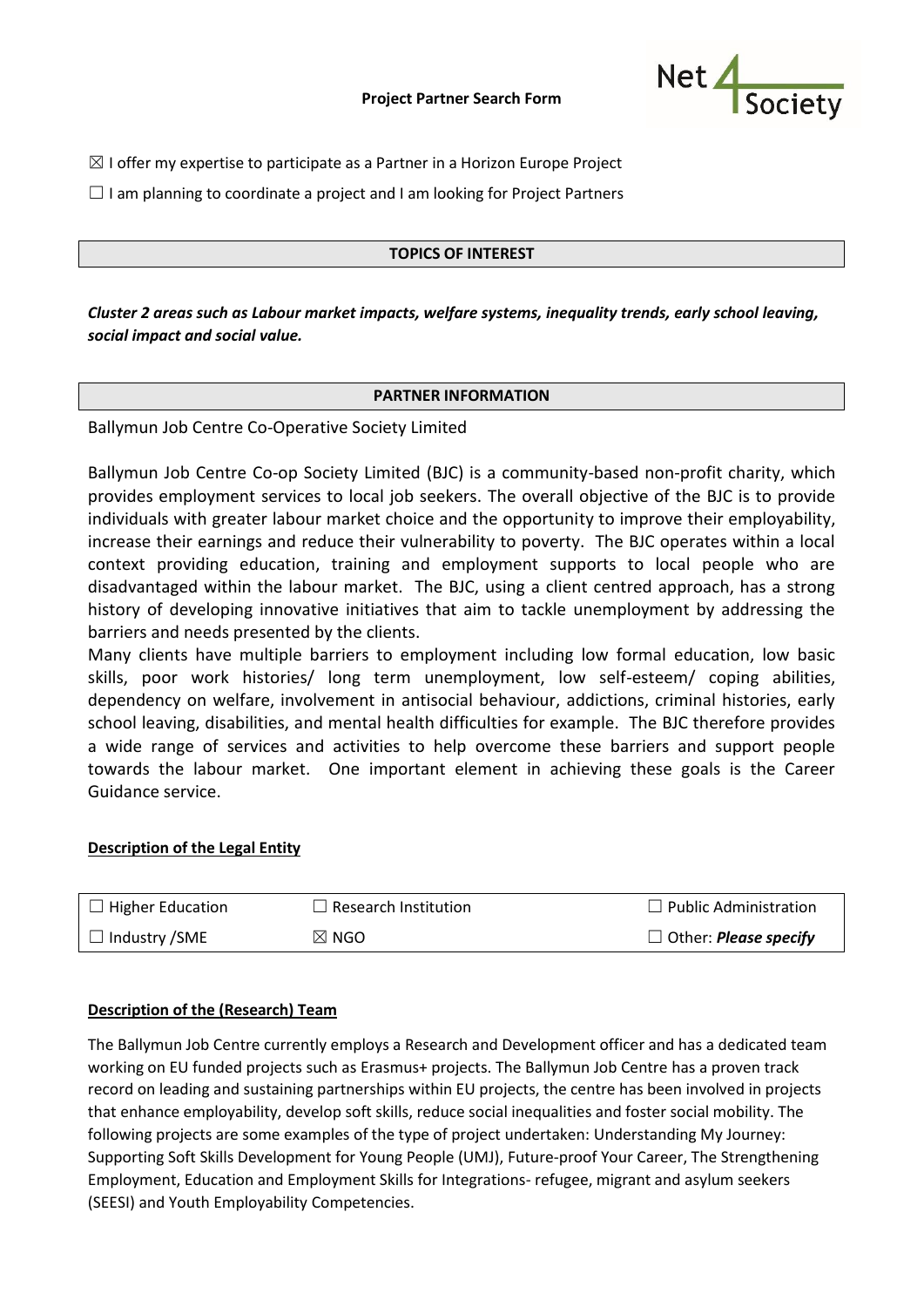**Project Partner Search Form**

☒ I offer my expertise to participate as a Partner in a Horizon Europe Project

☐ I am planning to coordinate a project and I am looking for Project Partners

## TOPICS OF INTEREST

***Cluster 2 areas such as Labour market impacts, welfare systems, inequality trends, early school leaving, social impact and social value.***

## PARTNER INFORMATION

Ballymun Job Centre Co-Operative Society Limited

Ballymun Job Centre Co-op Society Limited (BJC) is a community-based non-profit charity, which provides employment services to local job seekers. The overall objective of the BJC is to provide individuals with greater labour market choice and the opportunity to improve their employability, increase their earnings and reduce their vulnerability to poverty. The BJC operates within a local context providing education, training and employment supports to local people who are disadvantaged within the labour market. The BJC, using a client centred approach, has a strong history of developing innovative initiatives that aim to tackle unemployment by addressing the barriers and needs presented by the clients.
Many clients have multiple barriers to employment including low formal education, low basic skills, poor work histories/ long term unemployment, low self-esteem/ coping abilities, dependency on welfare, involvement in antisocial behaviour, addictions, criminal histories, early school leaving, disabilities, and mental health difficulties for example. The BJC therefore provides a wide range of services and activities to help overcome these barriers and support people towards the labour market. One important element in achieving these goals is the Career Guidance service.

**Description of the Legal Entity**

| | | |
|---|---|---|
| ☐ Higher Education | ☐ Research Institution | ☐ Public Administration |
| ☐ Industry /SME | ☒ NGO | ☐ Other: ***Please specify*** |

**Description of the (Research) Team**

The Ballymun Job Centre currently employs a Research and Development officer and has a dedicated team working on EU funded projects such as Erasmus+ projects. The Ballymun Job Centre has a proven track record on leading and sustaining partnerships within EU projects, the centre has been involved in projects that enhance employability, develop soft skills, reduce social inequalities and foster social mobility. The following projects are some examples of the type of project undertaken: Understanding My Journey: Supporting Soft Skills Development for Young People (UMJ), Future-proof Your Career, The Strengthening Employment, Education and Employment Skills for Integrations- refugee, migrant and asylum seekers (SEESI) and Youth Employability Competencies.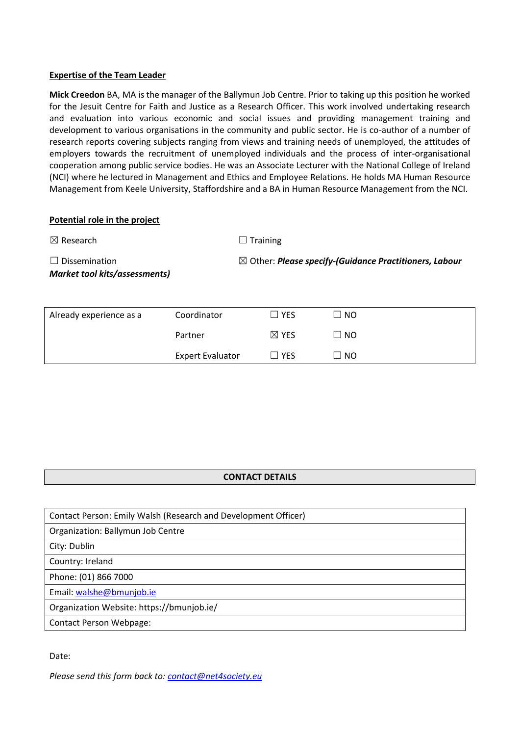**Expertise of the Team Leader**

**Mick Creedon** BA, MA is the manager of the Ballymun Job Centre. Prior to taking up this position he worked for the Jesuit Centre for Faith and Justice as a Research Officer. This work involved undertaking research and evaluation into various economic and social issues and providing management training and development to various organisations in the community and public sector. He is co-author of a number of research reports covering subjects ranging from views and training needs of unemployed, the attitudes of employers towards the recruitment of unemployed individuals and the process of inter-organisational cooperation among public service bodies. He was an Associate Lecturer with the National College of Ireland (NCI) where he lectured in Management and Ethics and Employee Relations. He holds MA Human Resource Management from Keele University, Staffordshire and a BA in Human Resource Management from the NCI.

**Potential role in the project**

☒ Research ☐ Training

☐ Dissemination ☒ Other: ***Please specify-(Guidance Practitioners, Labour Market tool kits/assessments)***

| | | | |
|---|---|---|---|
| Already experience as a | Coordinator | ☐ YES | ☐ NO |
| | Partner | ☒ YES | ☐ NO |
| | Expert Evaluator | ☐ YES | ☐ NO |

**CONTACT DETAILS**

| |
|---|
| Contact Person: Emily Walsh (Research and Development Officer) |
| Organization: Ballymun Job Centre |
| City: Dublin |
| Country: Ireland |
| Phone: (01) 866 7000 |
| Email: walshe@bmunjob.ie |
| Organization Website: https://bmunjob.ie/ |
| Contact Person Webpage: |

Date:

*Please send this form back to: contact@net4society.eu*